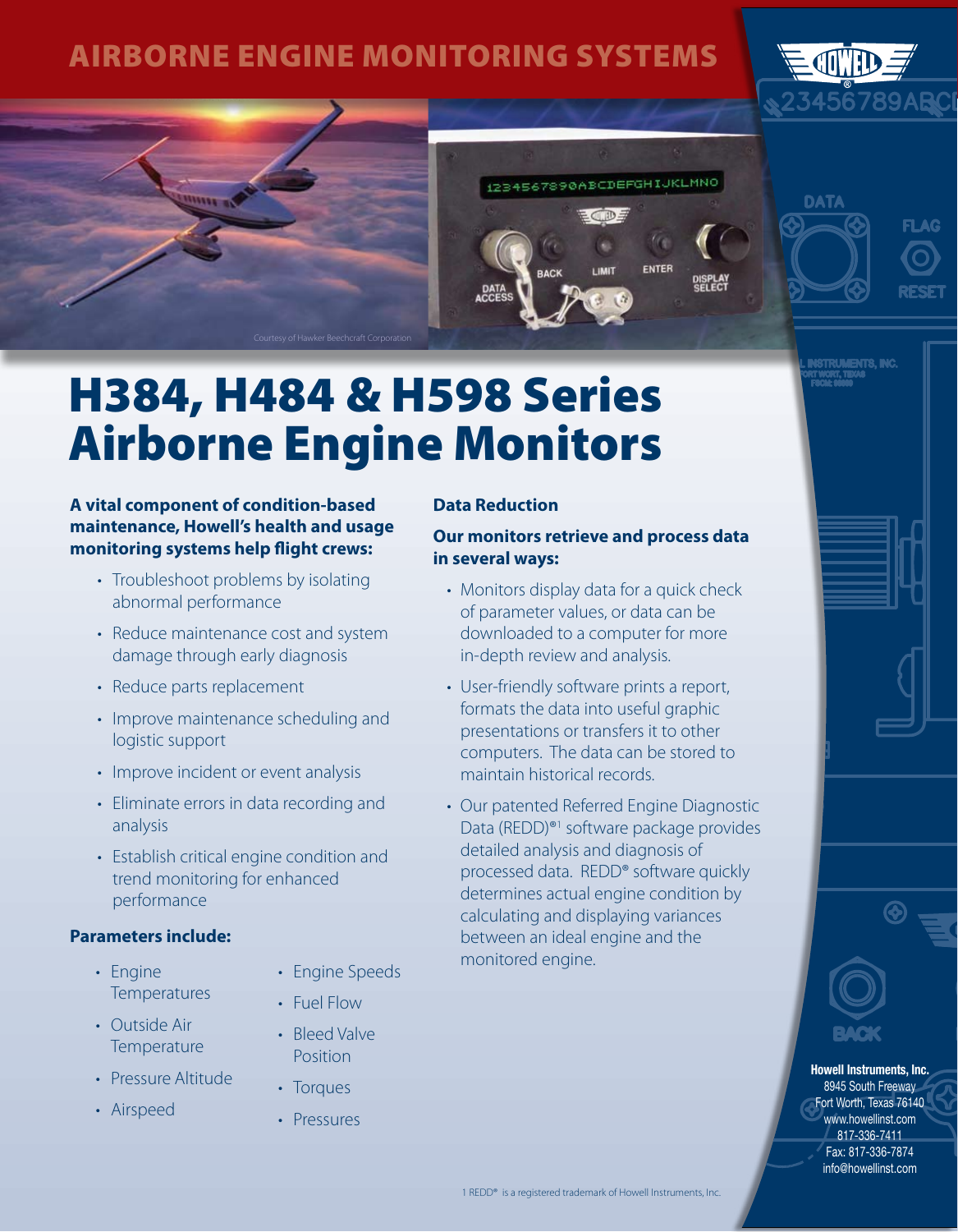# AIRBORNE ENGINE MONITORING SYSTEMS

Courtesy of Hawker Beechcraft Corporation

# H384, H484 & H598 Series Airborne Engine Monitors

**A vital component of condition-based maintenance, Howell's health and usage monitoring systems help flight crews:**

- Troubleshoot problems by isolating abnormal performance
- Reduce maintenance cost and system damage through early diagnosis
- Reduce parts replacement
- Improve maintenance scheduling and logistic support
- Improve incident or event analysis
- Eliminate errors in data recording and analysis
- Establish critical engine condition and trend monitoring for enhanced performance

**Parameters include:**

- Engine Temperatures
- Outside Air Temperature
- Pressure Altitude
- Airspeed
- Engine Speeds
- Fuel Flow
- Bleed Valve Position
- Torques
- Pressures

**Data Reduction**

**Our monitors retrieve and process data in several ways:**

- Monitors display data for a quick check of parameter values, or data can be downloaded to a computer for more in-depth review and analysis.
- User-friendly software prints a report, formats the data into useful graphic presentations or transfers it to other computers. The data can be stored to maintain historical records.
- Our patented Referred Engine Diagnostic Data (REDD)®[1] software package provides detailed analysis and diagnosis of processed data. REDD® software quickly determines actual engine condition by calculating and displaying variances between an ideal engine and the monitored engine.

**Howell Instruments, Inc.**
8945 South Freeway
Fort Worth, Texas 76140
www.howellinst.com
817-336-7411
Fax: 817-336-7874
info@howellinst.com

1 REDD® is a registered trademark of Howell Instruments, Inc.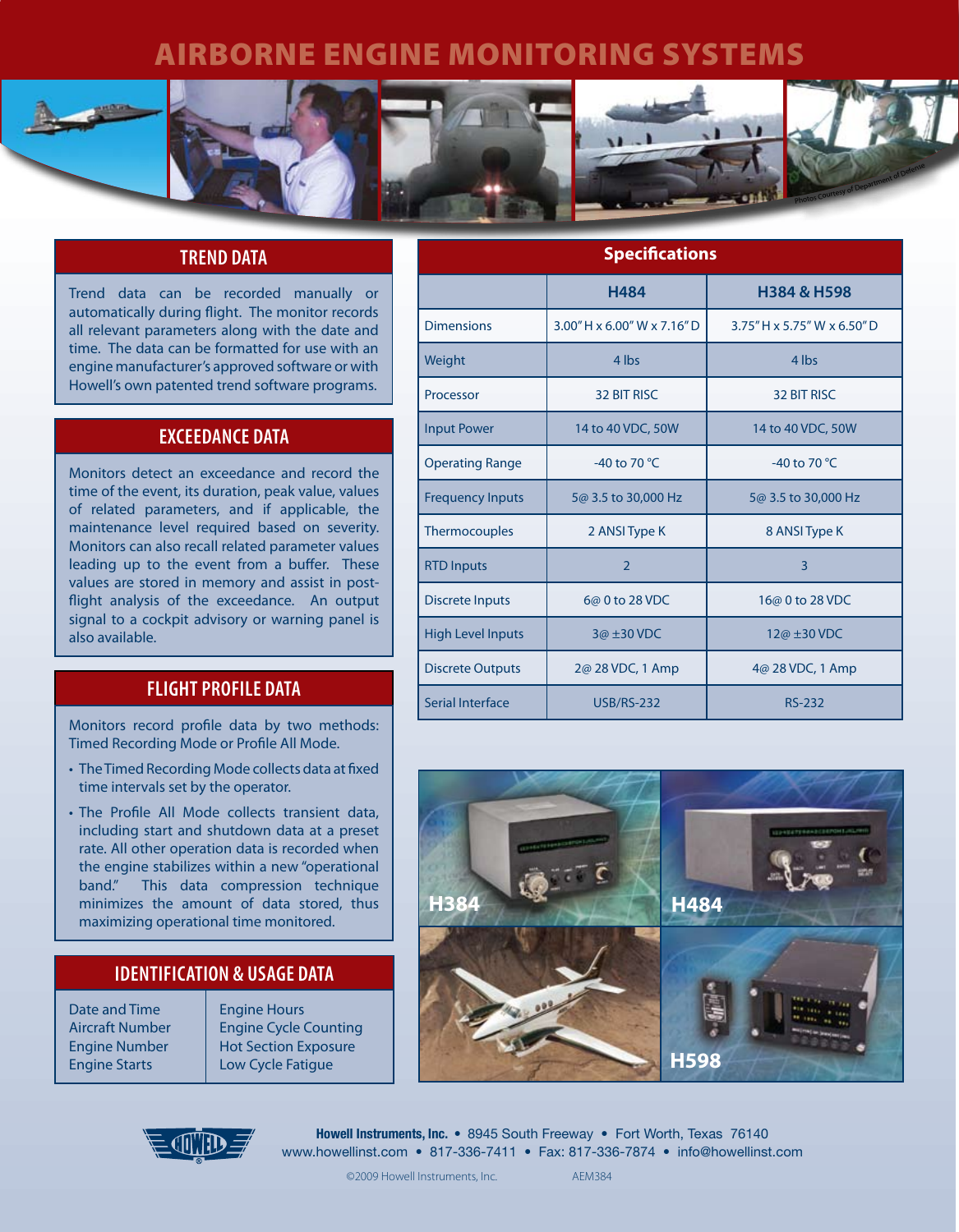# AIRBORNE ENGINE MONITORING SYSTEMS

Photos Courtesy of Department of Defense

## TREND DATA

Trend data can be recorded manually or automatically during flight. The monitor records all relevant parameters along with the date and time. The data can be formatted for use with an engine manufacturer's approved software or with Howell's own patented trend software programs.

## EXCEEDANCE DATA

Monitors detect an exceedance and record the time of the event, its duration, peak value, values of related parameters, and if applicable, the maintenance level required based on severity. Monitors can also recall related parameter values leading up to the event from a buffer. These values are stored in memory and assist in post-flight analysis of the exceedance. An output signal to a cockpit advisory or warning panel is also available.

## FLIGHT PROFILE DATA

Monitors record profile data by two methods: Timed Recording Mode or Profile All Mode.

- The Timed Recording Mode collects data at fixed time intervals set by the operator.
- The Profile All Mode collects transient data, including start and shutdown data at a preset rate. All other operation data is recorded when the engine stabilizes within a new "operational band." This data compression technique minimizes the amount of data stored, thus maximizing operational time monitored.

## IDENTIFICATION & USAGE DATA

| | |
|---|---|
| Date and Time | Engine Hours |
| Aircraft Number | Engine Cycle Counting |
| Engine Number | Hot Section Exposure |
| Engine Starts | Low Cycle Fatigue |

## Specifications

| | H484 | H384 & H598 |
|---|---|---|
| Dimensions | 3.00" H x 6.00" W x 7.16" D | 3.75" H x 5.75" W x 6.50" D |
| Weight | 4 lbs | 4 lbs |
| Processor | 32 BIT RISC | 32 BIT RISC |
| Input Power | 14 to 40 VDC, 50W | 14 to 40 VDC, 50W |
| Operating Range | -40 to 70 °C | -40 to 70 °C |
| Frequency Inputs | 5@ 3.5 to 30,000 Hz | 5@ 3.5 to 30,000 Hz |
| Thermocouples | 2 ANSI Type K | 8 ANSI Type K |
| RTD Inputs | 2 | 3 |
| Discrete Inputs | 6@ 0 to 28 VDC | 16@ 0 to 28 VDC |
| High Level Inputs | 3@ ±30 VDC | 12@ ±30 VDC |
| Discrete Outputs | 2@ 28 VDC, 1 Amp | 4@ 28 VDC, 1 Amp |
| Serial Interface | USB/RS-232 | RS-232 |

H384

H484

H598

**Howell Instruments, Inc.** • 8945 South Freeway • Fort Worth, Texas 76140
www.howellinst.com • 817-336-7411 • Fax: 817-336-7874 • info@howellinst.com

©2009 Howell Instruments, Inc. AEM384